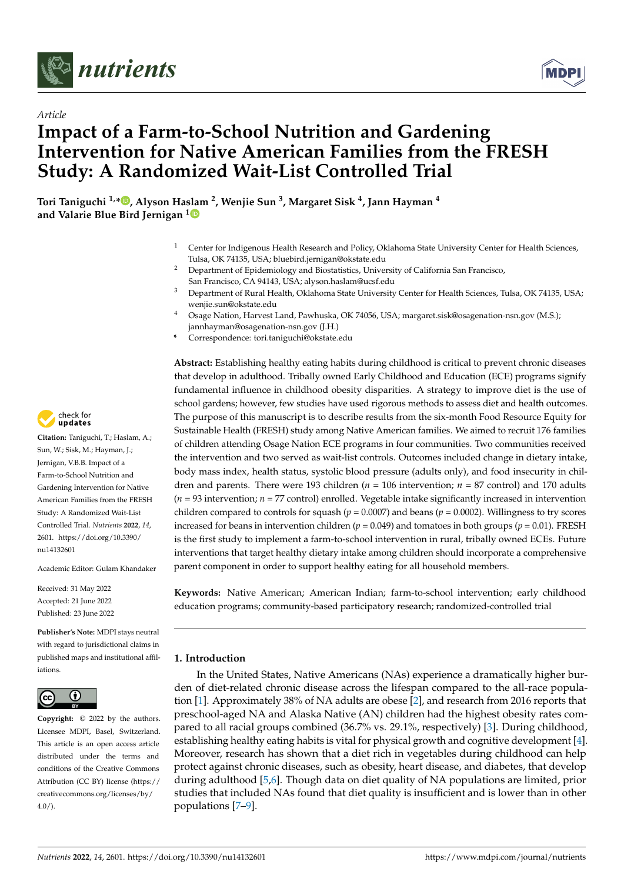*Article*

# Impact of a Farm-to-School Nutrition and Gardening Intervention for Native American Families from the FRESH Study: A Randomized Wait-List Controlled Trial

**Tori Taniguchi [1,*], Alyson Haslam [2], Wenjie Sun [3], Margaret Sisk [4], Jann Hayman [4] and Valarie Blue Bird Jernigan [1]**

[1] Center for Indigenous Health Research and Policy, Oklahoma State University Center for Health Sciences, Tulsa, OK 74135, USA; bluebird.jernigan@okstate.edu

[2] Department of Epidemiology and Biostatistics, University of California San Francisco, San Francisco, CA 94143, USA; alyson.haslam@ucsf.edu

[3] Department of Rural Health, Oklahoma State University Center for Health Sciences, Tulsa, OK 74135, USA; wenjie.sun@okstate.edu

[4] Osage Nation, Harvest Land, Pawhuska, OK 74056, USA; margaret.sisk@osagenation-nsn.gov (M.S.); jannhayman@osagenation-nsn.gov (J.H.)

* Correspondence: tori.taniguchi@okstate.edu

**Citation:** Taniguchi, T.; Haslam, A.; Sun, W.; Sisk, M.; Hayman, J.; Jernigan, V.B.B. Impact of a Farm-to-School Nutrition and Gardening Intervention for Native American Families from the FRESH Study: A Randomized Wait-List Controlled Trial. *Nutrients* **2022**, *14*, 2601. https://doi.org/10.3390/nu14132601

Academic Editor: Gulam Khandaker

Received: 31 May 2022
Accepted: 21 June 2022
Published: 23 June 2022

**Publisher's Note:** MDPI stays neutral with regard to jurisdictional claims in published maps and institutional affiliations.

**Copyright:** © 2022 by the authors. Licensee MDPI, Basel, Switzerland. This article is an open access article distributed under the terms and conditions of the Creative Commons Attribution (CC BY) license (https://creativecommons.org/licenses/by/4.0/).

**Abstract:** Establishing healthy eating habits during childhood is critical to prevent chronic diseases that develop in adulthood. Tribally owned Early Childhood and Education (ECE) programs signify fundamental influence in childhood obesity disparities. A strategy to improve diet is the use of school gardens; however, few studies have used rigorous methods to assess diet and health outcomes. The purpose of this manuscript is to describe results from the six-month Food Resource Equity for Sustainable Health (FRESH) study among Native American families. We aimed to recruit 176 families of children attending Osage Nation ECE programs in four communities. Two communities received the intervention and two served as wait-list controls. Outcomes included change in dietary intake, body mass index, health status, systolic blood pressure (adults only), and food insecurity in children and parents. There were 193 children ($n$ = 106 intervention; $n$ = 87 control) and 170 adults ($n$ = 93 intervention; $n$ = 77 control) enrolled. Vegetable intake significantly increased in intervention children compared to controls for squash ($p$ = 0.0007) and beans ($p$ = 0.0002). Willingness to try scores increased for beans in intervention children ($p$ = 0.049) and tomatoes in both groups ($p$ = 0.01). FRESH is the first study to implement a farm-to-school intervention in rural, tribally owned ECEs. Future interventions that target healthy dietary intake among children should incorporate a comprehensive parent component in order to support healthy eating for all household members.

**Keywords:** Native American; American Indian; farm-to-school intervention; early childhood education programs; community-based participatory research; randomized-controlled trial

## 1. Introduction

In the United States, Native Americans (NAs) experience a dramatically higher burden of diet-related chronic disease across the lifespan compared to the all-race population [1]. Approximately 38% of NA adults are obese [2], and research from 2016 reports that preschool-aged NA and Alaska Native (AN) children had the highest obesity rates compared to all racial groups combined (36.7% vs. 29.1%, respectively) [3]. During childhood, establishing healthy eating habits is vital for physical growth and cognitive development [4]. Moreover, research has shown that a diet rich in vegetables during childhood can help protect against chronic diseases, such as obesity, heart disease, and diabetes, that develop during adulthood [5,6]. Though data on diet quality of NA populations are limited, prior studies that included NAs found that diet quality is insufficient and is lower than in other populations [7–9].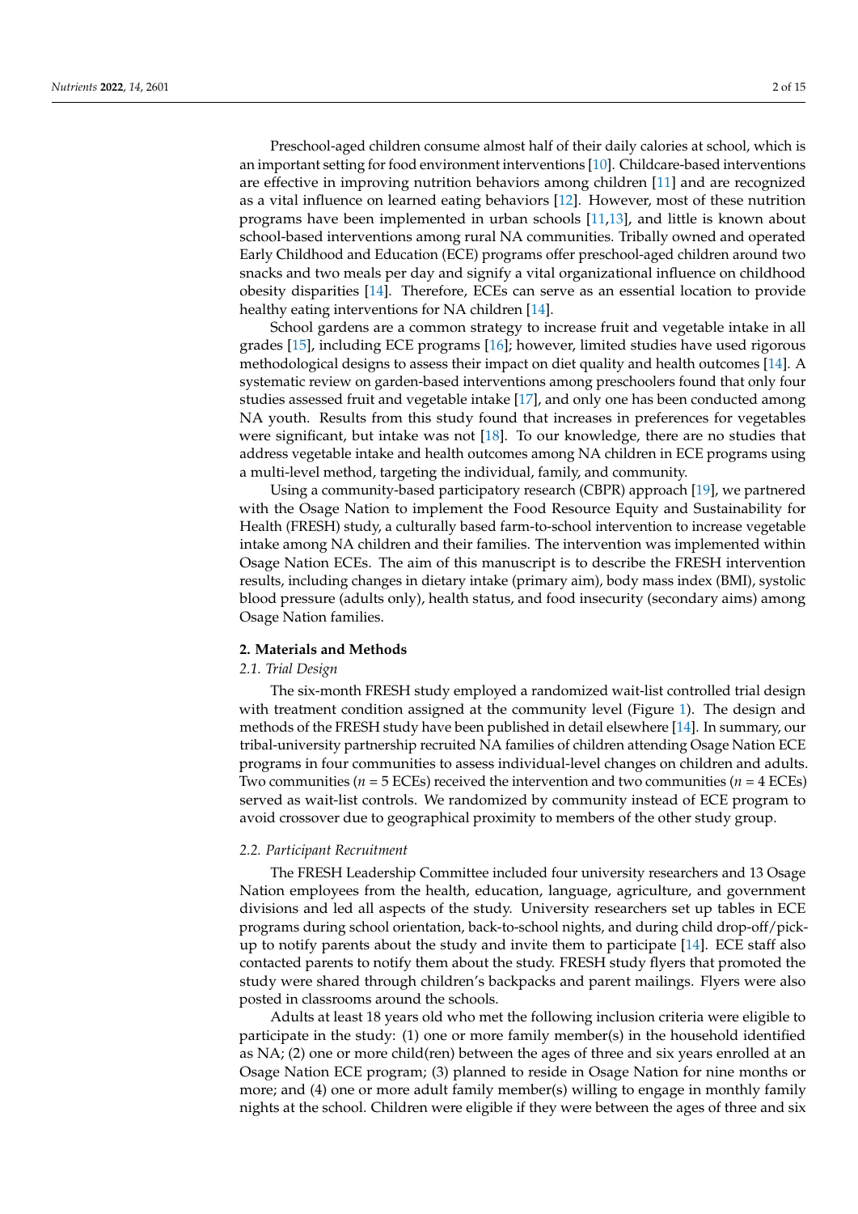Preschool-aged children consume almost half of their daily calories at school, which is an important setting for food environment interventions [10]. Childcare-based interventions are effective in improving nutrition behaviors among children [11] and are recognized as a vital influence on learned eating behaviors [12]. However, most of these nutrition programs have been implemented in urban schools [11,13], and little is known about school-based interventions among rural NA communities. Tribally owned and operated Early Childhood and Education (ECE) programs offer preschool-aged children around two snacks and two meals per day and signify a vital organizational influence on childhood obesity disparities [14]. Therefore, ECEs can serve as an essential location to provide healthy eating interventions for NA children [14].

School gardens are a common strategy to increase fruit and vegetable intake in all grades [15], including ECE programs [16]; however, limited studies have used rigorous methodological designs to assess their impact on diet quality and health outcomes [14]. A systematic review on garden-based interventions among preschoolers found that only four studies assessed fruit and vegetable intake [17], and only one has been conducted among NA youth. Results from this study found that increases in preferences for vegetables were significant, but intake was not [18]. To our knowledge, there are no studies that address vegetable intake and health outcomes among NA children in ECE programs using a multi-level method, targeting the individual, family, and community.

Using a community-based participatory research (CBPR) approach [19], we partnered with the Osage Nation to implement the Food Resource Equity and Sustainability for Health (FRESH) study, a culturally based farm-to-school intervention to increase vegetable intake among NA children and their families. The intervention was implemented within Osage Nation ECEs. The aim of this manuscript is to describe the FRESH intervention results, including changes in dietary intake (primary aim), body mass index (BMI), systolic blood pressure (adults only), health status, and food insecurity (secondary aims) among Osage Nation families.

## 2. Materials and Methods

### *2.1. Trial Design*

The six-month FRESH study employed a randomized wait-list controlled trial design with treatment condition assigned at the community level (Figure 1). The design and methods of the FRESH study have been published in detail elsewhere [14]. In summary, our tribal-university partnership recruited NA families of children attending Osage Nation ECE programs in four communities to assess individual-level changes on children and adults. Two communities ($n$ = 5 ECEs) received the intervention and two communities ($n$ = 4 ECEs) served as wait-list controls. We randomized by community instead of ECE program to avoid crossover due to geographical proximity to members of the other study group.

### *2.2. Participant Recruitment*

The FRESH Leadership Committee included four university researchers and 13 Osage Nation employees from the health, education, language, agriculture, and government divisions and led all aspects of the study. University researchers set up tables in ECE programs during school orientation, back-to-school nights, and during child drop-off/pick-up to notify parents about the study and invite them to participate [14]. ECE staff also contacted parents to notify them about the study. FRESH study flyers that promoted the study were shared through children's backpacks and parent mailings. Flyers were also posted in classrooms around the schools.

Adults at least 18 years old who met the following inclusion criteria were eligible to participate in the study: (1) one or more family member(s) in the household identified as NA; (2) one or more child(ren) between the ages of three and six years enrolled at an Osage Nation ECE program; (3) planned to reside in Osage Nation for nine months or more; and (4) one or more adult family member(s) willing to engage in monthly family nights at the school. Children were eligible if they were between the ages of three and six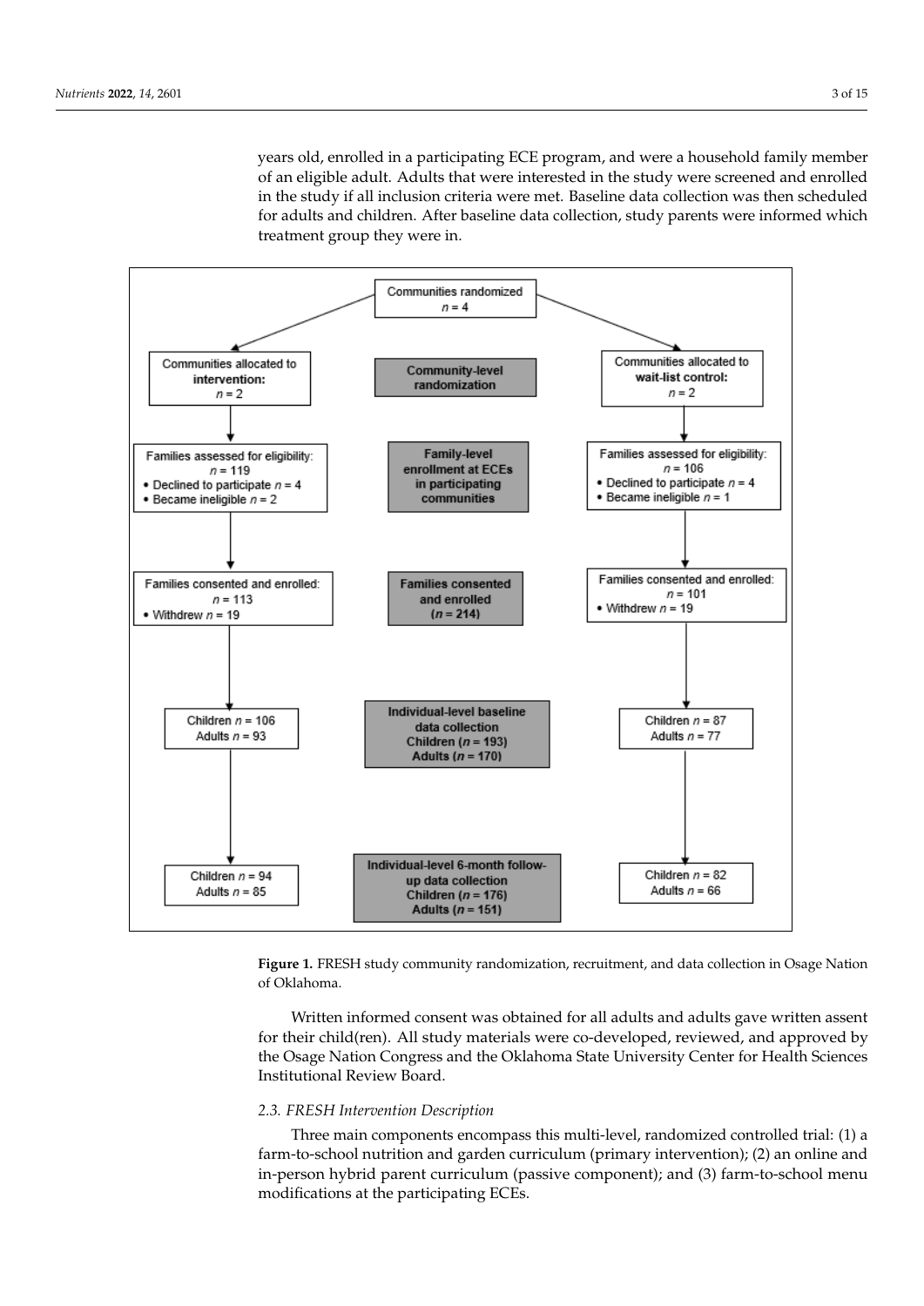years old, enrolled in a participating ECE program, and were a household family member of an eligible adult. Adults that were interested in the study were screened and enrolled in the study if all inclusion criteria were met. Baseline data collection was then scheduled for adults and children. After baseline data collection, study parents were informed which treatment group they were in.

Communities randomized $n = 4$

| Communities allocated to **intervention:** $n = 2$ | **Community-level randomization** | Communities allocated to **wait-list control:** $n = 2$ |
| --- | --- | --- |
| Families assessed for eligibility: $n = 119$ <br>• Declined to participate $n = 4$ <br>• Became ineligible $n = 2$ | **Family-level enrollment at ECEs in participating communities** | Families assessed for eligibility: $n = 106$ <br>• Declined to participate $n = 4$ <br>• Became ineligible $n = 1$ |
| Families consented and enrolled: $n = 113$ <br>• Withdrew $n = 19$ | **Families consented and enrolled ($n = 214$)** | Families consented and enrolled: $n = 101$ <br>• Withdrew $n = 19$ |
| Children $n = 106$ <br>Adults $n = 93$ | **Individual-level baseline data collection Children ($n = 193$) Adults ($n = 170$)** | Children $n = 87$ <br>Adults $n = 77$ |
| Children $n = 94$ <br>Adults $n = 85$ | **Individual-level 6-month follow-up data collection Children ($n = 176$) Adults ($n = 151$)** | Children $n = 82$ <br>Adults $n = 66$ |

**Figure 1.** FRESH study community randomization, recruitment, and data collection in Osage Nation of Oklahoma.

Written informed consent was obtained for all adults and adults gave written assent for their child(ren). All study materials were co-developed, reviewed, and approved by the Osage Nation Congress and the Oklahoma State University Center for Health Sciences Institutional Review Board.

### *2.3. FRESH Intervention Description*

Three main components encompass this multi-level, randomized controlled trial: (1) a farm-to-school nutrition and garden curriculum (primary intervention); (2) an online and in-person hybrid parent curriculum (passive component); and (3) farm-to-school menu modifications at the participating ECEs.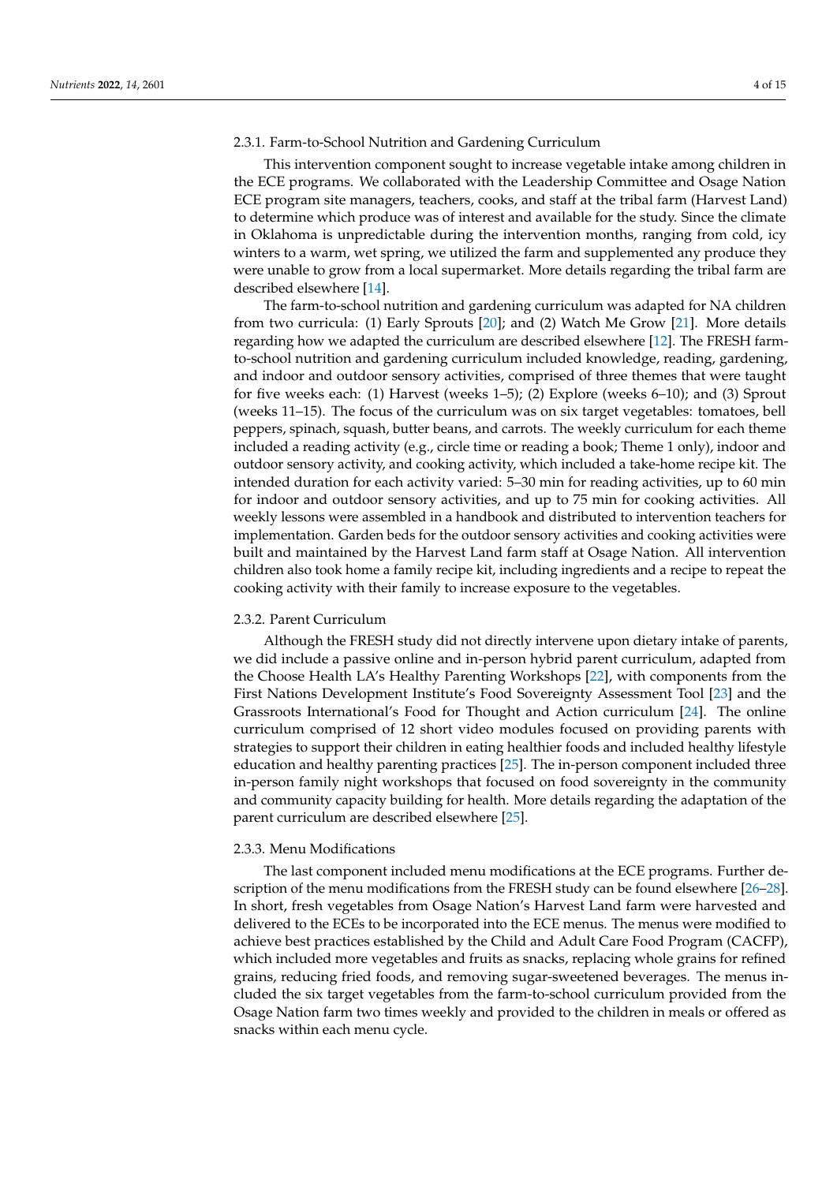#### 2.3.1. Farm-to-School Nutrition and Gardening Curriculum

This intervention component sought to increase vegetable intake among children in the ECE programs. We collaborated with the Leadership Committee and Osage Nation ECE program site managers, teachers, cooks, and staff at the tribal farm (Harvest Land) to determine which produce was of interest and available for the study. Since the climate in Oklahoma is unpredictable during the intervention months, ranging from cold, icy winters to a warm, wet spring, we utilized the farm and supplemented any produce they were unable to grow from a local supermarket. More details regarding the tribal farm are described elsewhere [14].

The farm-to-school nutrition and gardening curriculum was adapted for NA children from two curricula: (1) Early Sprouts [20]; and (2) Watch Me Grow [21]. More details regarding how we adapted the curriculum are described elsewhere [12]. The FRESH farm-to-school nutrition and gardening curriculum included knowledge, reading, gardening, and indoor and outdoor sensory activities, comprised of three themes that were taught for five weeks each: (1) Harvest (weeks 1–5); (2) Explore (weeks 6–10); and (3) Sprout (weeks 11–15). The focus of the curriculum was on six target vegetables: tomatoes, bell peppers, spinach, squash, butter beans, and carrots. The weekly curriculum for each theme included a reading activity (e.g., circle time or reading a book; Theme 1 only), indoor and outdoor sensory activity, and cooking activity, which included a take-home recipe kit. The intended duration for each activity varied: 5–30 min for reading activities, up to 60 min for indoor and outdoor sensory activities, and up to 75 min for cooking activities. All weekly lessons were assembled in a handbook and distributed to intervention teachers for implementation. Garden beds for the outdoor sensory activities and cooking activities were built and maintained by the Harvest Land farm staff at Osage Nation. All intervention children also took home a family recipe kit, including ingredients and a recipe to repeat the cooking activity with their family to increase exposure to the vegetables.

#### 2.3.2. Parent Curriculum

Although the FRESH study did not directly intervene upon dietary intake of parents, we did include a passive online and in-person hybrid parent curriculum, adapted from the Choose Health LA's Healthy Parenting Workshops [22], with components from the First Nations Development Institute's Food Sovereignty Assessment Tool [23] and the Grassroots International's Food for Thought and Action curriculum [24]. The online curriculum comprised of 12 short video modules focused on providing parents with strategies to support their children in eating healthier foods and included healthy lifestyle education and healthy parenting practices [25]. The in-person component included three in-person family night workshops that focused on food sovereignty in the community and community capacity building for health. More details regarding the adaptation of the parent curriculum are described elsewhere [25].

#### 2.3.3. Menu Modifications

The last component included menu modifications at the ECE programs. Further description of the menu modifications from the FRESH study can be found elsewhere [26–28]. In short, fresh vegetables from Osage Nation's Harvest Land farm were harvested and delivered to the ECEs to be incorporated into the ECE menus. The menus were modified to achieve best practices established by the Child and Adult Care Food Program (CACFP), which included more vegetables and fruits as snacks, replacing whole grains for refined grains, reducing fried foods, and removing sugar-sweetened beverages. The menus included the six target vegetables from the farm-to-school curriculum provided from the Osage Nation farm two times weekly and provided to the children in meals or offered as snacks within each menu cycle.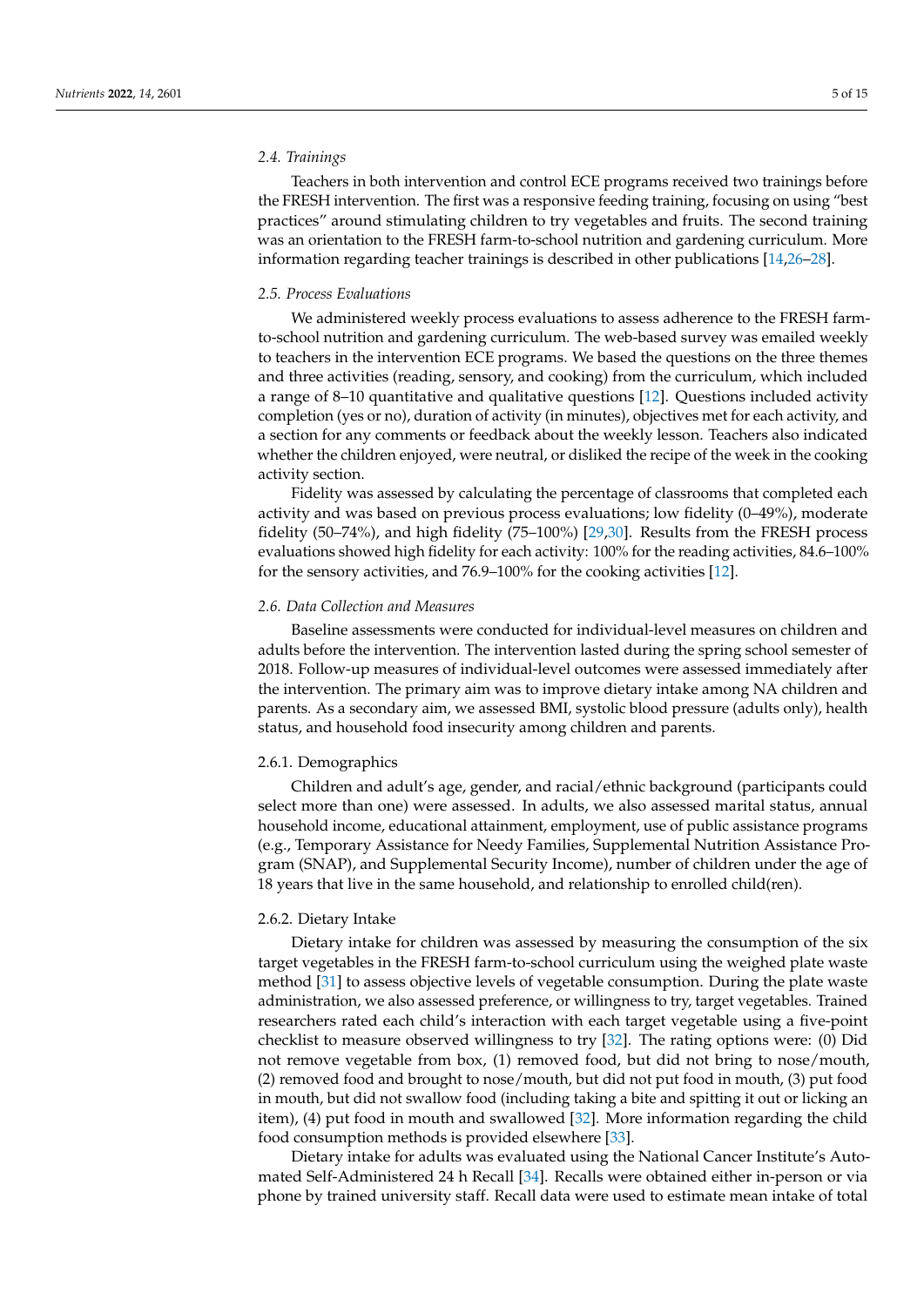### 2.4. Trainings

Teachers in both intervention and control ECE programs received two trainings before the FRESH intervention. The first was a responsive feeding training, focusing on using "best practices" around stimulating children to try vegetables and fruits. The second training was an orientation to the FRESH farm-to-school nutrition and gardening curriculum. More information regarding teacher trainings is described in other publications [14,26–28].

### 2.5. Process Evaluations

We administered weekly process evaluations to assess adherence to the FRESH farm-to-school nutrition and gardening curriculum. The web-based survey was emailed weekly to teachers in the intervention ECE programs. We based the questions on the three themes and three activities (reading, sensory, and cooking) from the curriculum, which included a range of 8–10 quantitative and qualitative questions [12]. Questions included activity completion (yes or no), duration of activity (in minutes), objectives met for each activity, and a section for any comments or feedback about the weekly lesson. Teachers also indicated whether the children enjoyed, were neutral, or disliked the recipe of the week in the cooking activity section.

Fidelity was assessed by calculating the percentage of classrooms that completed each activity and was based on previous process evaluations; low fidelity (0–49%), moderate fidelity (50–74%), and high fidelity (75–100%) [29,30]. Results from the FRESH process evaluations showed high fidelity for each activity: 100% for the reading activities, 84.6–100% for the sensory activities, and 76.9–100% for the cooking activities [12].

### 2.6. Data Collection and Measures

Baseline assessments were conducted for individual-level measures on children and adults before the intervention. The intervention lasted during the spring school semester of 2018. Follow-up measures of individual-level outcomes were assessed immediately after the intervention. The primary aim was to improve dietary intake among NA children and parents. As a secondary aim, we assessed BMI, systolic blood pressure (adults only), health status, and household food insecurity among children and parents.

#### 2.6.1. Demographics

Children and adult's age, gender, and racial/ethnic background (participants could select more than one) were assessed. In adults, we also assessed marital status, annual household income, educational attainment, employment, use of public assistance programs (e.g., Temporary Assistance for Needy Families, Supplemental Nutrition Assistance Program (SNAP), and Supplemental Security Income), number of children under the age of 18 years that live in the same household, and relationship to enrolled child(ren).

#### 2.6.2. Dietary Intake

Dietary intake for children was assessed by measuring the consumption of the six target vegetables in the FRESH farm-to-school curriculum using the weighed plate waste method [31] to assess objective levels of vegetable consumption. During the plate waste administration, we also assessed preference, or willingness to try, target vegetables. Trained researchers rated each child's interaction with each target vegetable using a five-point checklist to measure observed willingness to try [32]. The rating options were: (0) Did not remove vegetable from box, (1) removed food, but did not bring to nose/mouth, (2) removed food and brought to nose/mouth, but did not put food in mouth, (3) put food in mouth, but did not swallow food (including taking a bite and spitting it out or licking an item), (4) put food in mouth and swallowed [32]. More information regarding the child food consumption methods is provided elsewhere [33].

Dietary intake for adults was evaluated using the National Cancer Institute's Automated Self-Administered 24 h Recall [34]. Recalls were obtained either in-person or via phone by trained university staff. Recall data were used to estimate mean intake of total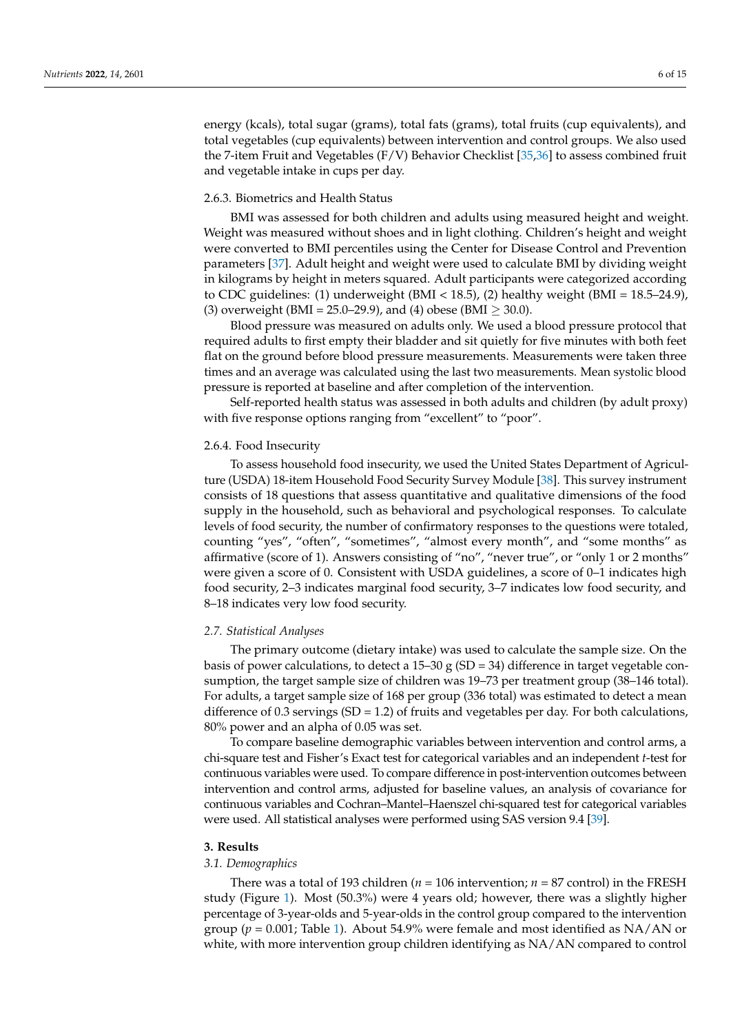energy (kcals), total sugar (grams), total fats (grams), total fruits (cup equivalents), and total vegetables (cup equivalents) between intervention and control groups. We also used the 7-item Fruit and Vegetables (F/V) Behavior Checklist [35,36] to assess combined fruit and vegetable intake in cups per day.

#### 2.6.3. Biometrics and Health Status

BMI was assessed for both children and adults using measured height and weight. Weight was measured without shoes and in light clothing. Children's height and weight were converted to BMI percentiles using the Center for Disease Control and Prevention parameters [37]. Adult height and weight were used to calculate BMI by dividing weight in kilograms by height in meters squared. Adult participants were categorized according to CDC guidelines: (1) underweight (BMI < 18.5), (2) healthy weight (BMI = 18.5–24.9), (3) overweight (BMI = 25.0–29.9), and (4) obese (BMI ≥ 30.0).

Blood pressure was measured on adults only. We used a blood pressure protocol that required adults to first empty their bladder and sit quietly for five minutes with both feet flat on the ground before blood pressure measurements. Measurements were taken three times and an average was calculated using the last two measurements. Mean systolic blood pressure is reported at baseline and after completion of the intervention.

Self-reported health status was assessed in both adults and children (by adult proxy) with five response options ranging from "excellent" to "poor".

#### 2.6.4. Food Insecurity

To assess household food insecurity, we used the United States Department of Agriculture (USDA) 18-item Household Food Security Survey Module [38]. This survey instrument consists of 18 questions that assess quantitative and qualitative dimensions of the food supply in the household, such as behavioral and psychological responses. To calculate levels of food security, the number of confirmatory responses to the questions were totaled, counting "yes", "often", "sometimes", "almost every month", and "some months" as affirmative (score of 1). Answers consisting of "no", "never true", or "only 1 or 2 months" were given a score of 0. Consistent with USDA guidelines, a score of 0–1 indicates high food security, 2–3 indicates marginal food security, 3–7 indicates low food security, and 8–18 indicates very low food security.

### *2.7. Statistical Analyses*

The primary outcome (dietary intake) was used to calculate the sample size. On the basis of power calculations, to detect a 15–30 g (SD = 34) difference in target vegetable consumption, the target sample size of children was 19–73 per treatment group (38–146 total). For adults, a target sample size of 168 per group (336 total) was estimated to detect a mean difference of 0.3 servings (SD = 1.2) of fruits and vegetables per day. For both calculations, 80% power and an alpha of 0.05 was set.

To compare baseline demographic variables between intervention and control arms, a chi-square test and Fisher's Exact test for categorical variables and an independent *t*-test for continuous variables were used. To compare difference in post-intervention outcomes between intervention and control arms, adjusted for baseline values, an analysis of covariance for continuous variables and Cochran–Mantel–Haenszel chi-squared test for categorical variables were used. All statistical analyses were performed using SAS version 9.4 [39].

## 3. Results

### *3.1. Demographics*

There was a total of 193 children (*n* = 106 intervention; *n* = 87 control) in the FRESH study (Figure 1). Most (50.3%) were 4 years old; however, there was a slightly higher percentage of 3-year-olds and 5-year-olds in the control group compared to the intervention group ($p = 0.001$; Table 1). About 54.9% were female and most identified as NA/AN or white, with more intervention group children identifying as NA/AN compared to control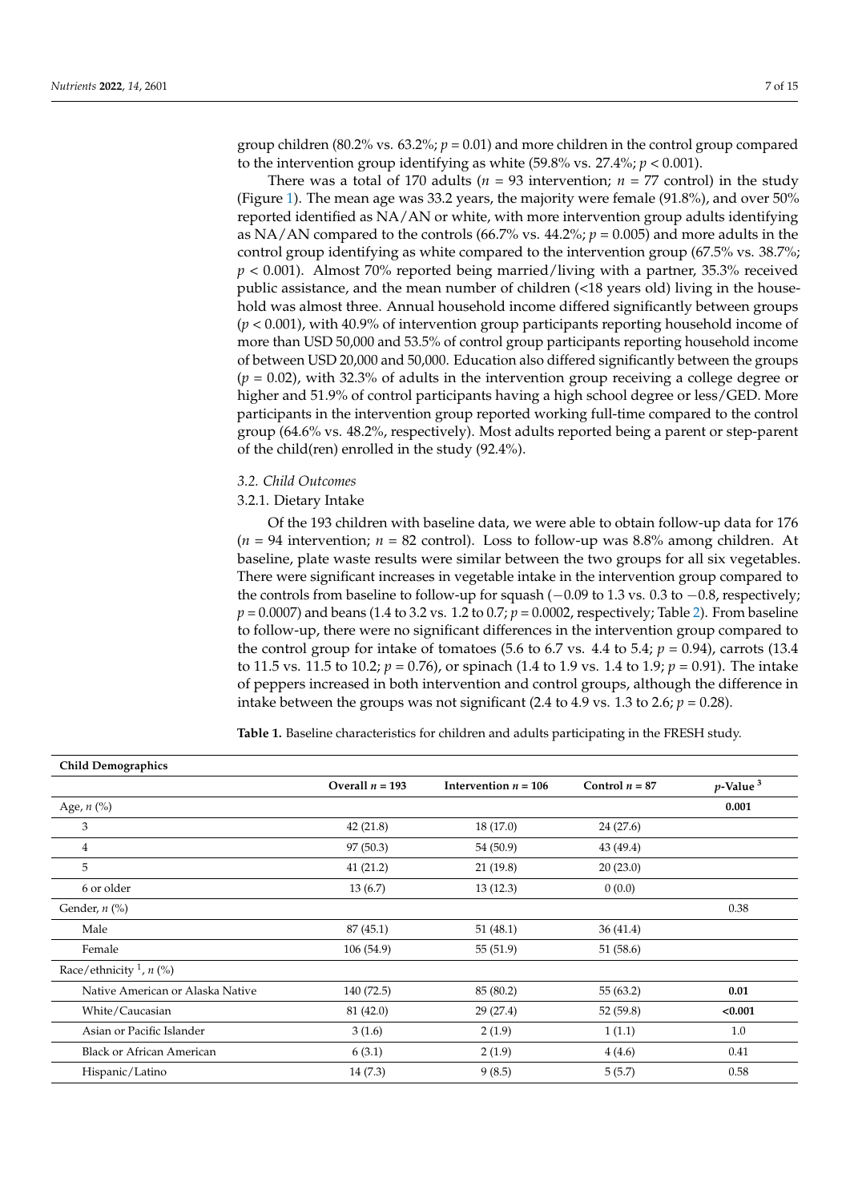group children (80.2% vs. 63.2%; $p = 0.01$) and more children in the control group compared to the intervention group identifying as white (59.8% vs. 27.4%; $p < 0.001$).

There was a total of 170 adults ($n = 93$ intervention; $n = 77$ control) in the study (Figure 1). The mean age was 33.2 years, the majority were female (91.8%), and over 50% reported identified as NA/AN or white, with more intervention group adults identifying as NA/AN compared to the controls (66.7% vs. 44.2%; $p = 0.005$) and more adults in the control group identifying as white compared to the intervention group (67.5% vs. 38.7%; $p < 0.001$). Almost 70% reported being married/living with a partner, 35.3% received public assistance, and the mean number of children (<18 years old) living in the household was almost three. Annual household income differed significantly between groups ($p < 0.001$), with 40.9% of intervention group participants reporting household income of more than USD 50,000 and 53.5% of control group participants reporting household income of between USD 20,000 and 50,000. Education also differed significantly between the groups ($p = 0.02$), with 32.3% of adults in the intervention group receiving a college degree or higher and 51.9% of control participants having a high school degree or less/GED. More participants in the intervention group reported working full-time compared to the control group (64.6% vs. 48.2%, respectively). Most adults reported being a parent or step-parent of the child(ren) enrolled in the study (92.4%).

### *3.2. Child Outcomes*

#### 3.2.1. Dietary Intake

Of the 193 children with baseline data, we were able to obtain follow-up data for 176 ($n = 94$ intervention; $n = 82$ control). Loss to follow-up was 8.8% among children. At baseline, plate waste results were similar between the two groups for all six vegetables. There were significant increases in vegetable intake in the intervention group compared to the controls from baseline to follow-up for squash (−0.09 to 1.3 vs. 0.3 to −0.8, respectively; $p = 0.0007$) and beans (1.4 to 3.2 vs. 1.2 to 0.7; $p = 0.0002$, respectively; Table 2). From baseline to follow-up, there were no significant differences in the intervention group compared to the control group for intake of tomatoes (5.6 to 6.7 vs. 4.4 to 5.4; $p = 0.94$), carrots (13.4 to 11.5 vs. 11.5 to 10.2; $p = 0.76$), or spinach (1.4 to 1.9 vs. 1.4 to 1.9; $p = 0.91$). The intake of peppers increased in both intervention and control groups, although the difference in intake between the groups was not significant (2.4 to 4.9 vs. 1.3 to 2.6; $p = 0.28$).

**Table 1.** Baseline characteristics for children and adults participating in the FRESH study.

| **Child Demographics** | | | | |
|---|---|---|---|---|
| | **Overall** $n = 193$ | **Intervention** $n = 106$ | **Control** $n = 87$ | ***p*-Value** [3] |
| Age, *n* (%) | | | | **0.001** |
| 3 | 42 (21.8) | 18 (17.0) | 24 (27.6) | |
| 4 | 97 (50.3) | 54 (50.9) | 43 (49.4) | |
| 5 | 41 (21.2) | 21 (19.8) | 20 (23.0) | |
| 6 or older | 13 (6.7) | 13 (12.3) | 0 (0.0) | |
| Gender, *n* (%) | | | | 0.38 |
| Male | 87 (45.1) | 51 (48.1) | 36 (41.4) | |
| Female | 106 (54.9) | 55 (51.9) | 51 (58.6) | |
| Race/ethnicity [1], *n* (%) | | | | |
| Native American or Alaska Native | 140 (72.5) | 85 (80.2) | 55 (63.2) | **0.01** |
| White/Caucasian | 81 (42.0) | 29 (27.4) | 52 (59.8) | **<0.001** |
| Asian or Pacific Islander | 3 (1.6) | 2 (1.9) | 1 (1.1) | 1.0 |
| Black or African American | 6 (3.1) | 2 (1.9) | 4 (4.6) | 0.41 |
| Hispanic/Latino | 14 (7.3) | 9 (8.5) | 5 (5.7) | 0.58 |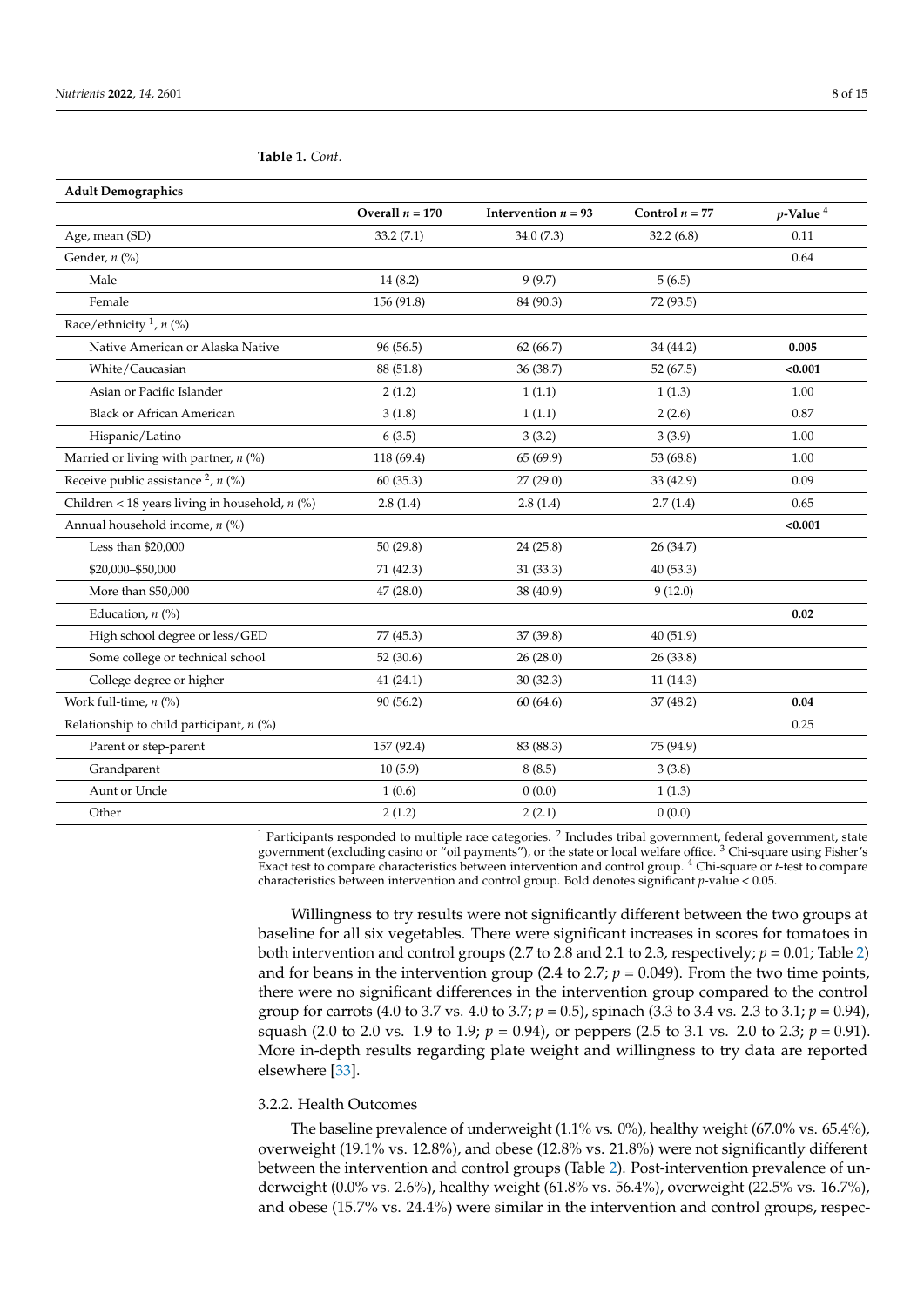**Table 1.** *Cont.*

| Adult Demographics | | | | |
|---|---|---|---|---|
| | Overall *n* = 170 | Intervention *n* = 93 | Control *n* = 77 | *p*-Value [4] |
| Age, mean (SD) | 33.2 (7.1) | 34.0 (7.3) | 32.2 (6.8) | 0.11 |
| Gender, *n* (%) | | | | 0.64 |
| Male | 14 (8.2) | 9 (9.7) | 5 (6.5) | |
| Female | 156 (91.8) | 84 (90.3) | 72 (93.5) | |
| Race/ethnicity [1], *n* (%) | | | | |
| Native American or Alaska Native | 96 (56.5) | 62 (66.7) | 34 (44.2) | **0.005** |
| White/Caucasian | 88 (51.8) | 36 (38.7) | 52 (67.5) | **<0.001** |
| Asian or Pacific Islander | 2 (1.2) | 1 (1.1) | 1 (1.3) | 1.00 |
| Black or African American | 3 (1.8) | 1 (1.1) | 2 (2.6) | 0.87 |
| Hispanic/Latino | 6 (3.5) | 3 (3.2) | 3 (3.9) | 1.00 |
| Married or living with partner, *n* (%) | 118 (69.4) | 65 (69.9) | 53 (68.8) | 1.00 |
| Receive public assistance [2], *n* (%) | 60 (35.3) | 27 (29.0) | 33 (42.9) | 0.09 |
| Children < 18 years living in household, *n* (%) | 2.8 (1.4) | 2.8 (1.4) | 2.7 (1.4) | 0.65 |
| Annual household income, *n* (%) | | | | **<0.001** |
| Less than $20,000 | 50 (29.8) | 24 (25.8) | 26 (34.7) | |
| $20,000–$50,000 | 71 (42.3) | 31 (33.3) | 40 (53.3) | |
| More than $50,000 | 47 (28.0) | 38 (40.9) | 9 (12.0) | |
| Education, *n* (%) | | | | **0.02** |
| High school degree or less/GED | 77 (45.3) | 37 (39.8) | 40 (51.9) | |
| Some college or technical school | 52 (30.6) | 26 (28.0) | 26 (33.8) | |
| College degree or higher | 41 (24.1) | 30 (32.3) | 11 (14.3) | |
| Work full-time, *n* (%) | 90 (56.2) | 60 (64.6) | 37 (48.2) | **0.04** |
| Relationship to child participant, *n* (%) | | | | 0.25 |
| Parent or step-parent | 157 (92.4) | 83 (88.3) | 75 (94.9) | |
| Grandparent | 10 (5.9) | 8 (8.5) | 3 (3.8) | |
| Aunt or Uncle | 1 (0.6) | 0 (0.0) | 1 (1.3) | |
| Other | 2 (1.2) | 2 (2.1) | 0 (0.0) | |

[1] Participants responded to multiple race categories. [2] Includes tribal government, federal government, state government (excluding casino or "oil payments"), or the state or local welfare office. [3] Chi-square using Fisher's Exact test to compare characteristics between intervention and control group. [4] Chi-square or *t*-test to compare characteristics between intervention and control group. Bold denotes significant *p*-value < 0.05.

Willingness to try results were not significantly different between the two groups at baseline for all six vegetables. There were significant increases in scores for tomatoes in both intervention and control groups (2.7 to 2.8 and 2.1 to 2.3, respectively; $p = 0.01$; Table 2) and for beans in the intervention group (2.4 to 2.7; $p = 0.049$). From the two time points, there were no significant differences in the intervention group compared to the control group for carrots (4.0 to 3.7 vs. 4.0 to 3.7; $p = 0.5$), spinach (3.3 to 3.4 vs. 2.3 to 3.1; $p = 0.94$), squash (2.0 to 2.0 vs. 1.9 to 1.9; $p = 0.94$), or peppers (2.5 to 3.1 vs. 2.0 to 2.3; $p = 0.91$). More in-depth results regarding plate weight and willingness to try data are reported elsewhere [33].

### 3.2.2. Health Outcomes

The baseline prevalence of underweight (1.1% vs. 0%), healthy weight (67.0% vs. 65.4%), overweight (19.1% vs. 12.8%), and obese (12.8% vs. 21.8%) were not significantly different between the intervention and control groups (Table 2). Post-intervention prevalence of underweight (0.0% vs. 2.6%), healthy weight (61.8% vs. 56.4%), overweight (22.5% vs. 16.7%), and obese (15.7% vs. 24.4%) were similar in the intervention and control groups, respec-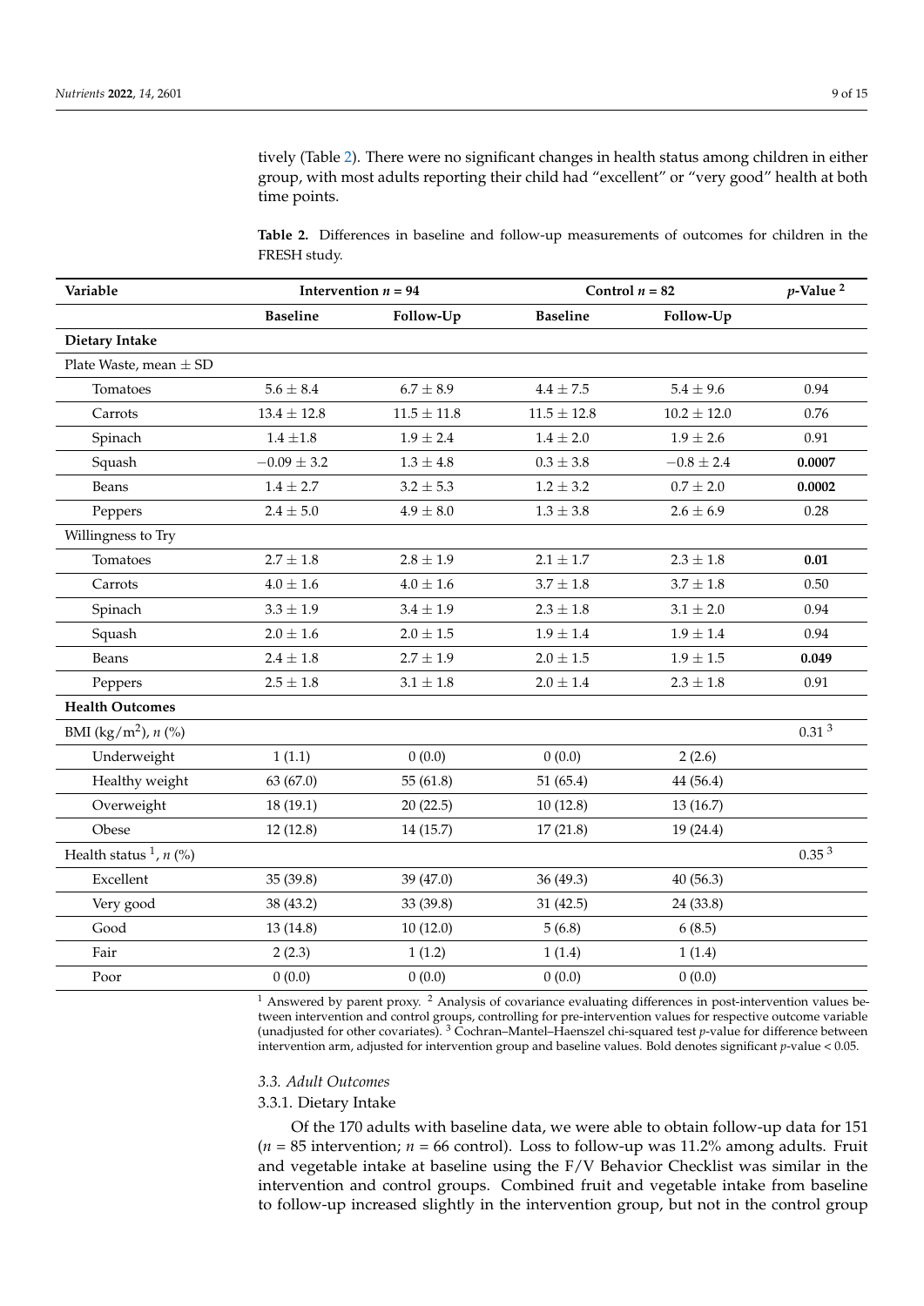tively (Table 2). There were no significant changes in health status among children in either group, with most adults reporting their child had "excellent" or "very good" health at both time points.

**Table 2.** Differences in baseline and follow-up measurements of outcomes for children in the FRESH study.

| Variable | Intervention $n$ = 94 | | Control $n$ = 82 | | $p$-Value [2] |
|---|---|---|---|---|---|
| | **Baseline** | **Follow-Up** | **Baseline** | **Follow-Up** | |
| **Dietary Intake** | | | | | |
| Plate Waste, mean ± SD | | | | | |
| Tomatoes | 5.6 ± 8.4 | 6.7 ± 8.9 | 4.4 ± 7.5 | 5.4 ± 9.6 | 0.94 |
| Carrots | 13.4 ± 12.8 | 11.5 ± 11.8 | 11.5 ± 12.8 | 10.2 ± 12.0 | 0.76 |
| Spinach | 1.4 ±1.8 | 1.9 ± 2.4 | 1.4 ± 2.0 | 1.9 ± 2.6 | 0.91 |
| Squash | −0.09 ± 3.2 | 1.3 ± 4.8 | 0.3 ± 3.8 | −0.8 ± 2.4 | **0.0007** |
| Beans | 1.4 ± 2.7 | 3.2 ± 5.3 | 1.2 ± 3.2 | 0.7 ± 2.0 | **0.0002** |
| Peppers | 2.4 ± 5.0 | 4.9 ± 8.0 | 1.3 ± 3.8 | 2.6 ± 6.9 | 0.28 |
| Willingness to Try | | | | | |
| Tomatoes | 2.7 ± 1.8 | 2.8 ± 1.9 | 2.1 ± 1.7 | 2.3 ± 1.8 | **0.01** |
| Carrots | 4.0 ± 1.6 | 4.0 ± 1.6 | 3.7 ± 1.8 | 3.7 ± 1.8 | 0.50 |
| Spinach | 3.3 ± 1.9 | 3.4 ± 1.9 | 2.3 ± 1.8 | 3.1 ± 2.0 | 0.94 |
| Squash | 2.0 ± 1.6 | 2.0 ± 1.5 | 1.9 ± 1.4 | 1.9 ± 1.4 | 0.94 |
| Beans | 2.4 ± 1.8 | 2.7 ± 1.9 | 2.0 ± 1.5 | 1.9 ± 1.5 | **0.049** |
| Peppers | 2.5 ± 1.8 | 3.1 ± 1.8 | 2.0 ± 1.4 | 2.3 ± 1.8 | 0.91 |
| **Health Outcomes** | | | | | |
| BMI (kg/m$^2$), $n$ (%) | | | | | 0.31 [3] |
| Underweight | 1 (1.1) | 0 (0.0) | 0 (0.0) | 2 (2.6) | |
| Healthy weight | 63 (67.0) | 55 (61.8) | 51 (65.4) | 44 (56.4) | |
| Overweight | 18 (19.1) | 20 (22.5) | 10 (12.8) | 13 (16.7) | |
| Obese | 12 (12.8) | 14 (15.7) | 17 (21.8) | 19 (24.4) | |
| Health status [1], $n$ (%) | | | | | 0.35 [3] |
| Excellent | 35 (39.8) | 39 (47.0) | 36 (49.3) | 40 (56.3) | |
| Very good | 38 (43.2) | 33 (39.8) | 31 (42.5) | 24 (33.8) | |
| Good | 13 (14.8) | 10 (12.0) | 5 (6.8) | 6 (8.5) | |
| Fair | 2 (2.3) | 1 (1.2) | 1 (1.4) | 1 (1.4) | |
| Poor | 0 (0.0) | 0 (0.0) | 0 (0.0) | 0 (0.0) | |

[1] Answered by parent proxy. [2] Analysis of covariance evaluating differences in post-intervention values between intervention and control groups, controlling for pre-intervention values for respective outcome variable (unadjusted for other covariates). [3] Cochran–Mantel–Haenszel chi-squared test $p$-value for difference between intervention arm, adjusted for intervention group and baseline values. Bold denotes significant $p$-value < 0.05.

### *3.3. Adult Outcomes*

#### 3.3.1. Dietary Intake

Of the 170 adults with baseline data, we were able to obtain follow-up data for 151 ($n$ = 85 intervention; $n$ = 66 control). Loss to follow-up was 11.2% among adults. Fruit and vegetable intake at baseline using the F/V Behavior Checklist was similar in the intervention and control groups. Combined fruit and vegetable intake from baseline to follow-up increased slightly in the intervention group, but not in the control group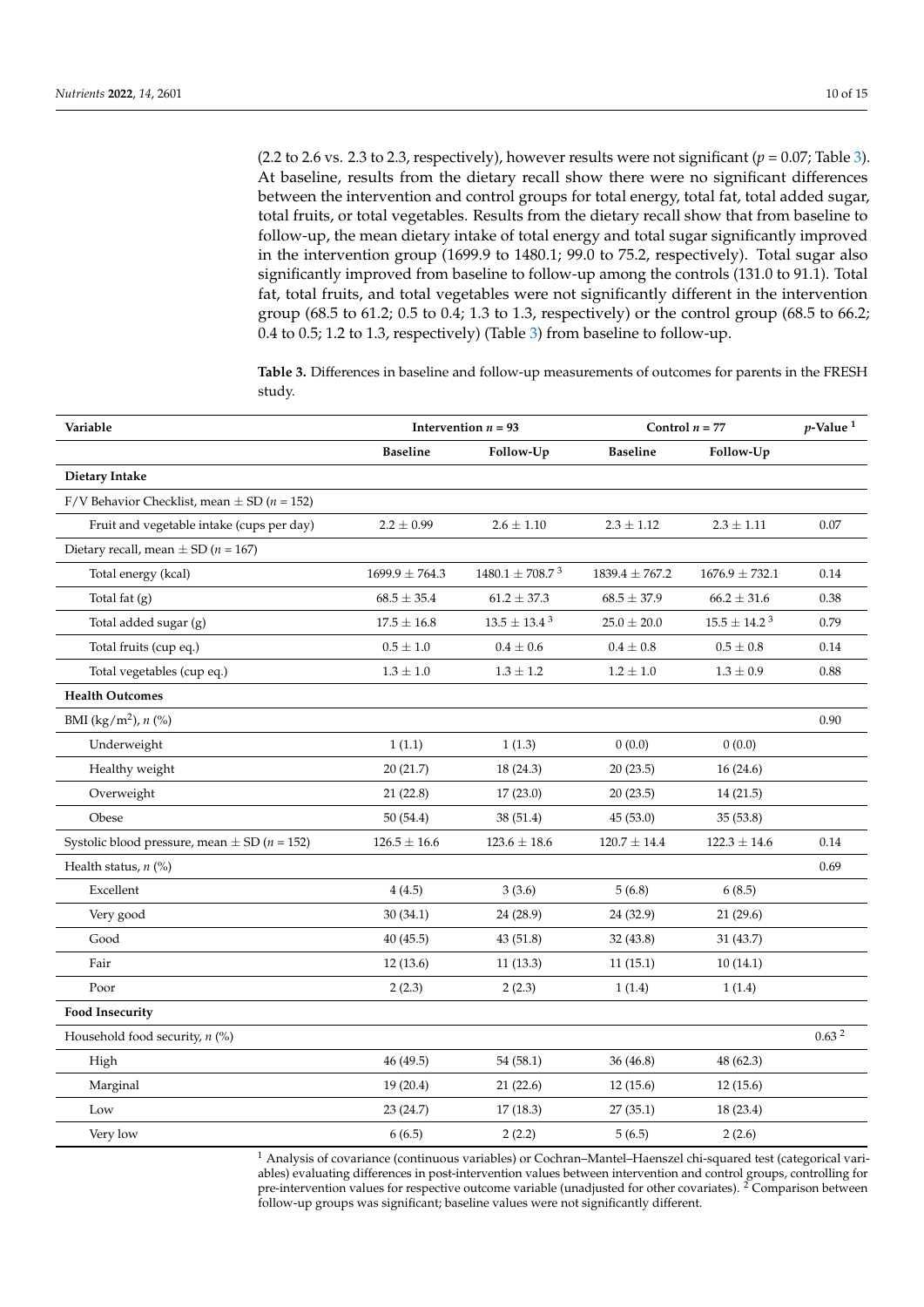(2.2 to 2.6 vs. 2.3 to 2.3, respectively), however results were not significant ($p = 0.07$; Table 3). At baseline, results from the dietary recall show there were no significant differences between the intervention and control groups for total energy, total fat, total added sugar, total fruits, or total vegetables. Results from the dietary recall show that from baseline to follow-up, the mean dietary intake of total energy and total sugar significantly improved in the intervention group (1699.9 to 1480.1; 99.0 to 75.2, respectively). Total sugar also significantly improved from baseline to follow-up among the controls (131.0 to 91.1). Total fat, total fruits, and total vegetables were not significantly different in the intervention group (68.5 to 61.2; 0.5 to 0.4; 1.3 to 1.3, respectively) or the control group (68.5 to 66.2; 0.4 to 0.5; 1.2 to 1.3, respectively) (Table 3) from baseline to follow-up.

**Table 3.** Differences in baseline and follow-up measurements of outcomes for parents in the FRESH study.

| Variable | Intervention $n = 93$ | | Control $n = 77$ | | $p$-Value [1] |
|---|---|---|---|---|---|
| | **Baseline** | **Follow-Up** | **Baseline** | **Follow-Up** | |
| **Dietary Intake** | | | | | |
| F/V Behavior Checklist, mean ± SD ($n = 152$) | | | | | |
| Fruit and vegetable intake (cups per day) | 2.2 ± 0.99 | 2.6 ± 1.10 | 2.3 ± 1.12 | 2.3 ± 1.11 | 0.07 |
| Dietary recall, mean ± SD ($n = 167$) | | | | | |
| Total energy (kcal) | 1699.9 ± 764.3 | 1480.1 ± 708.7 [3] | 1839.4 ± 767.2 | 1676.9 ± 732.1 | 0.14 |
| Total fat (g) | 68.5 ± 35.4 | 61.2 ± 37.3 | 68.5 ± 37.9 | 66.2 ± 31.6 | 0.38 |
| Total added sugar (g) | 17.5 ± 16.8 | 13.5 ± 13.4 [3] | 25.0 ± 20.0 | 15.5 ± 14.2 [3] | 0.79 |
| Total fruits (cup eq.) | 0.5 ± 1.0 | 0.4 ± 0.6 | 0.4 ± 0.8 | 0.5 ± 0.8 | 0.14 |
| Total vegetables (cup eq.) | 1.3 ± 1.0 | 1.3 ± 1.2 | 1.2 ± 1.0 | 1.3 ± 0.9 | 0.88 |
| **Health Outcomes** | | | | | |
| BMI (kg/m$^2$), $n$ (%) | | | | | 0.90 |
| Underweight | 1 (1.1) | 1 (1.3) | 0 (0.0) | 0 (0.0) | |
| Healthy weight | 20 (21.7) | 18 (24.3) | 20 (23.5) | 16 (24.6) | |
| Overweight | 21 (22.8) | 17 (23.0) | 20 (23.5) | 14 (21.5) | |
| Obese | 50 (54.4) | 38 (51.4) | 45 (53.0) | 35 (53.8) | |
| Systolic blood pressure, mean ± SD ($n = 152$) | 126.5 ± 16.6 | 123.6 ± 18.6 | 120.7 ± 14.4 | 122.3 ± 14.6 | 0.14 |
| Health status, $n$ (%) | | | | | 0.69 |
| Excellent | 4 (4.5) | 3 (3.6) | 5 (6.8) | 6 (8.5) | |
| Very good | 30 (34.1) | 24 (28.9) | 24 (32.9) | 21 (29.6) | |
| Good | 40 (45.5) | 43 (51.8) | 32 (43.8) | 31 (43.7) | |
| Fair | 12 (13.6) | 11 (13.3) | 11 (15.1) | 10 (14.1) | |
| Poor | 2 (2.3) | 2 (2.3) | 1 (1.4) | 1 (1.4) | |
| **Food Insecurity** | | | | | |
| Household food security, $n$ (%) | | | | | 0.63 [2] |
| High | 46 (49.5) | 54 (58.1) | 36 (46.8) | 48 (62.3) | |
| Marginal | 19 (20.4) | 21 (22.6) | 12 (15.6) | 12 (15.6) | |
| Low | 23 (24.7) | 17 (18.3) | 27 (35.1) | 18 (23.4) | |
| Very low | 6 (6.5) | 2 (2.2) | 5 (6.5) | 2 (2.6) | |

[1] Analysis of covariance (continuous variables) or Cochran–Mantel–Haenszel chi-squared test (categorical variables) evaluating differences in post-intervention values between intervention and control groups, controlling for pre-intervention values for respective outcome variable (unadjusted for other covariates). [2] Comparison between follow-up groups was significant; baseline values were not significantly different.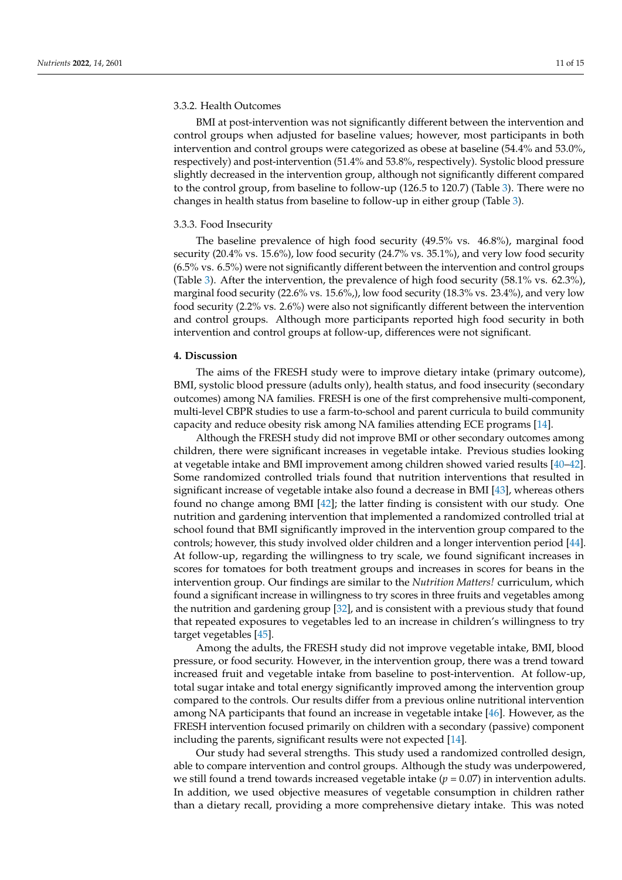#### 3.3.2. Health Outcomes

BMI at post-intervention was not significantly different between the intervention and control groups when adjusted for baseline values; however, most participants in both intervention and control groups were categorized as obese at baseline (54.4% and 53.0%, respectively) and post-intervention (51.4% and 53.8%, respectively). Systolic blood pressure slightly decreased in the intervention group, although not significantly different compared to the control group, from baseline to follow-up (126.5 to 120.7) (Table 3). There were no changes in health status from baseline to follow-up in either group (Table 3).

#### 3.3.3. Food Insecurity

The baseline prevalence of high food security (49.5% vs. 46.8%), marginal food security (20.4% vs. 15.6%), low food security (24.7% vs. 35.1%), and very low food security (6.5% vs. 6.5%) were not significantly different between the intervention and control groups (Table 3). After the intervention, the prevalence of high food security (58.1% vs. 62.3%), marginal food security (22.6% vs. 15.6%,), low food security (18.3% vs. 23.4%), and very low food security (2.2% vs. 2.6%) were also not significantly different between the intervention and control groups. Although more participants reported high food security in both intervention and control groups at follow-up, differences were not significant.

## 4. Discussion

The aims of the FRESH study were to improve dietary intake (primary outcome), BMI, systolic blood pressure (adults only), health status, and food insecurity (secondary outcomes) among NA families. FRESH is one of the first comprehensive multi-component, multi-level CBPR studies to use a farm-to-school and parent curricula to build community capacity and reduce obesity risk among NA families attending ECE programs [14].

Although the FRESH study did not improve BMI or other secondary outcomes among children, there were significant increases in vegetable intake. Previous studies looking at vegetable intake and BMI improvement among children showed varied results [40–42]. Some randomized controlled trials found that nutrition interventions that resulted in significant increase of vegetable intake also found a decrease in BMI [43], whereas others found no change among BMI [42]; the latter finding is consistent with our study. One nutrition and gardening intervention that implemented a randomized controlled trial at school found that BMI significantly improved in the intervention group compared to the controls; however, this study involved older children and a longer intervention period [44]. At follow-up, regarding the willingness to try scale, we found significant increases in scores for tomatoes for both treatment groups and increases in scores for beans in the intervention group. Our findings are similar to the *Nutrition Matters!* curriculum, which found a significant increase in willingness to try scores in three fruits and vegetables among the nutrition and gardening group [32], and is consistent with a previous study that found that repeated exposures to vegetables led to an increase in children's willingness to try target vegetables [45].

Among the adults, the FRESH study did not improve vegetable intake, BMI, blood pressure, or food security. However, in the intervention group, there was a trend toward increased fruit and vegetable intake from baseline to post-intervention. At follow-up, total sugar intake and total energy significantly improved among the intervention group compared to the controls. Our results differ from a previous online nutritional intervention among NA participants that found an increase in vegetable intake [46]. However, as the FRESH intervention focused primarily on children with a secondary (passive) component including the parents, significant results were not expected [14].

Our study had several strengths. This study used a randomized controlled design, able to compare intervention and control groups. Although the study was underpowered, we still found a trend towards increased vegetable intake ($p = 0.07$) in intervention adults. In addition, we used objective measures of vegetable consumption in children rather than a dietary recall, providing a more comprehensive dietary intake. This was noted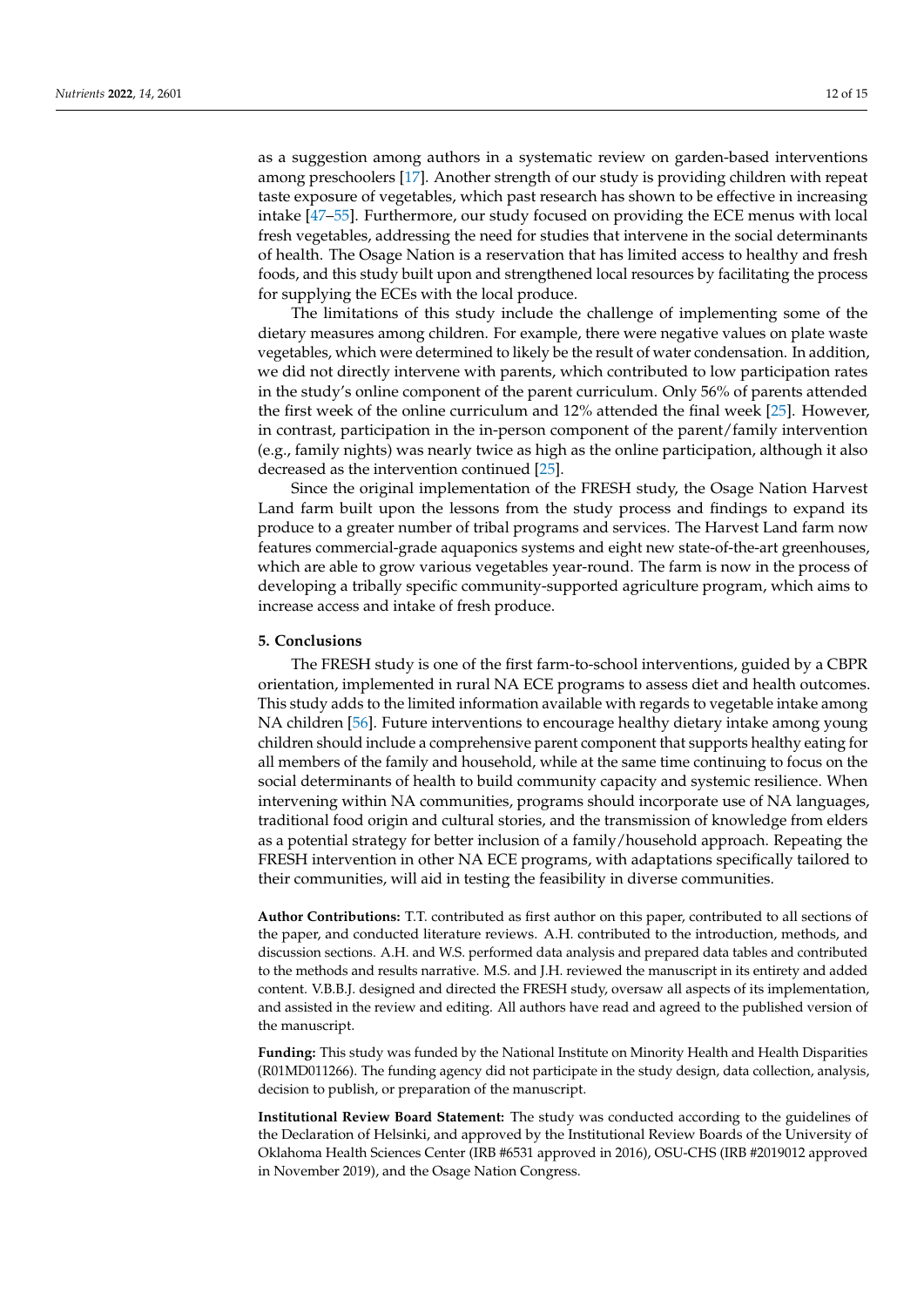as a suggestion among authors in a systematic review on garden-based interventions among preschoolers [17]. Another strength of our study is providing children with repeat taste exposure of vegetables, which past research has shown to be effective in increasing intake [47–55]. Furthermore, our study focused on providing the ECE menus with local fresh vegetables, addressing the need for studies that intervene in the social determinants of health. The Osage Nation is a reservation that has limited access to healthy and fresh foods, and this study built upon and strengthened local resources by facilitating the process for supplying the ECEs with the local produce.

The limitations of this study include the challenge of implementing some of the dietary measures among children. For example, there were negative values on plate waste vegetables, which were determined to likely be the result of water condensation. In addition, we did not directly intervene with parents, which contributed to low participation rates in the study's online component of the parent curriculum. Only 56% of parents attended the first week of the online curriculum and 12% attended the final week [25]. However, in contrast, participation in the in-person component of the parent/family intervention (e.g., family nights) was nearly twice as high as the online participation, although it also decreased as the intervention continued [25].

Since the original implementation of the FRESH study, the Osage Nation Harvest Land farm built upon the lessons from the study process and findings to expand its produce to a greater number of tribal programs and services. The Harvest Land farm now features commercial-grade aquaponics systems and eight new state-of-the-art greenhouses, which are able to grow various vegetables year-round. The farm is now in the process of developing a tribally specific community-supported agriculture program, which aims to increase access and intake of fresh produce.

## 5. Conclusions

The FRESH study is one of the first farm-to-school interventions, guided by a CBPR orientation, implemented in rural NA ECE programs to assess diet and health outcomes. This study adds to the limited information available with regards to vegetable intake among NA children [56]. Future interventions to encourage healthy dietary intake among young children should include a comprehensive parent component that supports healthy eating for all members of the family and household, while at the same time continuing to focus on the social determinants of health to build community capacity and systemic resilience. When intervening within NA communities, programs should incorporate use of NA languages, traditional food origin and cultural stories, and the transmission of knowledge from elders as a potential strategy for better inclusion of a family/household approach. Repeating the FRESH intervention in other NA ECE programs, with adaptations specifically tailored to their communities, will aid in testing the feasibility in diverse communities.

**Author Contributions:** T.T. contributed as first author on this paper, contributed to all sections of the paper, and conducted literature reviews. A.H. contributed to the introduction, methods, and discussion sections. A.H. and W.S. performed data analysis and prepared data tables and contributed to the methods and results narrative. M.S. and J.H. reviewed the manuscript in its entirety and added content. V.B.B.J. designed and directed the FRESH study, oversaw all aspects of its implementation, and assisted in the review and editing. All authors have read and agreed to the published version of the manuscript.

**Funding:** This study was funded by the National Institute on Minority Health and Health Disparities (R01MD011266). The funding agency did not participate in the study design, data collection, analysis, decision to publish, or preparation of the manuscript.

**Institutional Review Board Statement:** The study was conducted according to the guidelines of the Declaration of Helsinki, and approved by the Institutional Review Boards of the University of Oklahoma Health Sciences Center (IRB #6531 approved in 2016), OSU-CHS (IRB #2019012 approved in November 2019), and the Osage Nation Congress.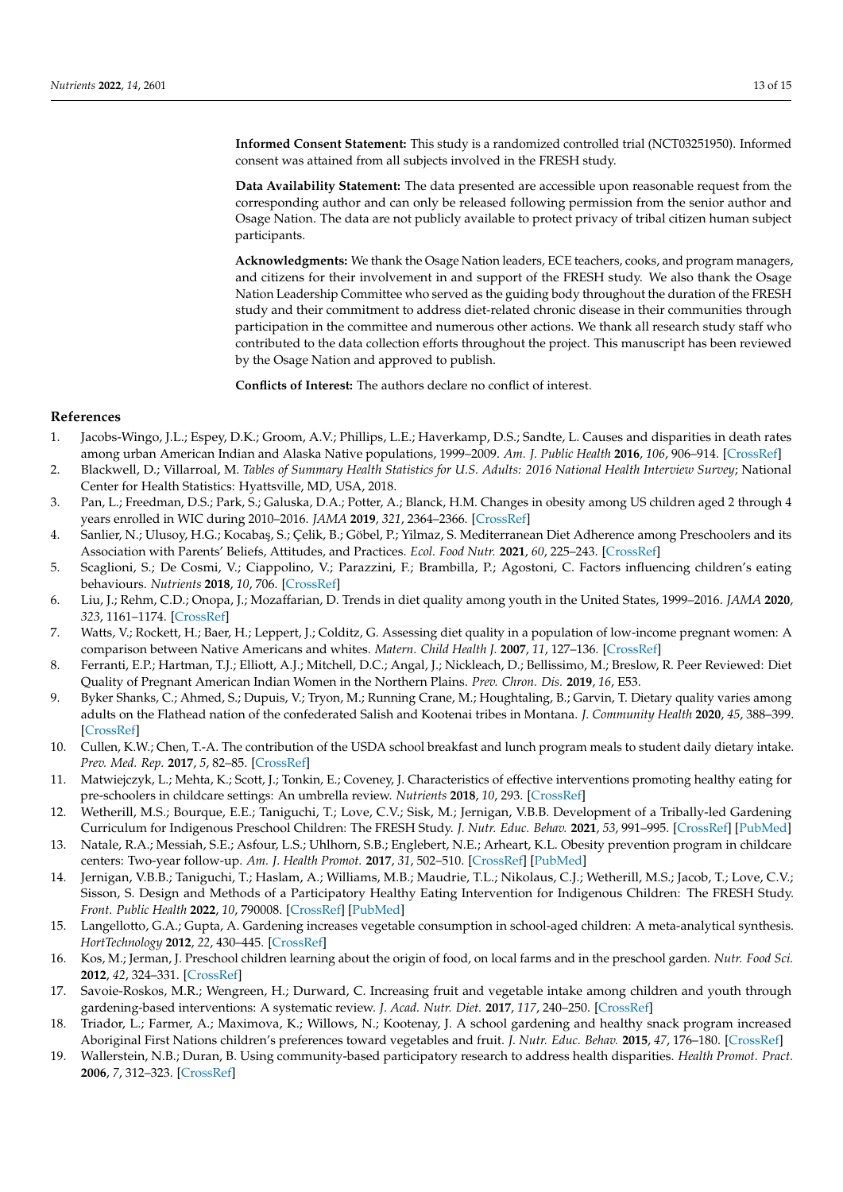**Informed Consent Statement:** This study is a randomized controlled trial (NCT03251950). Informed consent was attained from all subjects involved in the FRESH study.

**Data Availability Statement:** The data presented are accessible upon reasonable request from the corresponding author and can only be released following permission from the senior author and Osage Nation. The data are not publicly available to protect privacy of tribal citizen human subject participants.

**Acknowledgments:** We thank the Osage Nation leaders, ECE teachers, cooks, and program managers, and citizens for their involvement in and support of the FRESH study. We also thank the Osage Nation Leadership Committee who served as the guiding body throughout the duration of the FRESH study and their commitment to address diet-related chronic disease in their communities through participation in the committee and numerous other actions. We thank all research study staff who contributed to the data collection efforts throughout the project. This manuscript has been reviewed by the Osage Nation and approved to publish.

**Conflicts of Interest:** The authors declare no conflict of interest.

## References

1. Jacobs-Wingo, J.L.; Espey, D.K.; Groom, A.V.; Phillips, L.E.; Haverkamp, D.S.; Sandte, L. Causes and disparities in death rates among urban American Indian and Alaska Native populations, 1999–2009. *Am. J. Public Health* **2016**, *106*, 906–914. [CrossRef]
2. Blackwell, D.; Villarroal, M. *Tables of Summary Health Statistics for U.S. Adults: 2016 National Health Interview Survey*; National Center for Health Statistics: Hyattsville, MD, USA, 2018.
3. Pan, L.; Freedman, D.S.; Park, S.; Galuska, D.A.; Potter, A.; Blanck, H.M. Changes in obesity among US children aged 2 through 4 years enrolled in WIC during 2010–2016. *JAMA* **2019**, *321*, 2364–2366. [CrossRef]
4. Sanlier, N.; Ulusoy, H.G.; Kocabaş, S.; Çelik, B.; Göbel, P.; Yilmaz, S. Mediterranean Diet Adherence among Preschoolers and its Association with Parents' Beliefs, Attitudes, and Practices. *Ecol. Food Nutr.* **2021**, *60*, 225–243. [CrossRef]
5. Scaglioni, S.; De Cosmi, V.; Ciappolino, V.; Parazzini, F.; Brambilla, P.; Agostoni, C. Factors influencing children's eating behaviours. *Nutrients* **2018**, *10*, 706. [CrossRef]
6. Liu, J.; Rehm, C.D.; Onopa, J.; Mozaffarian, D. Trends in diet quality among youth in the United States, 1999–2016. *JAMA* **2020**, *323*, 1161–1174. [CrossRef]
7. Watts, V.; Rockett, H.; Baer, H.; Leppert, J.; Colditz, G. Assessing diet quality in a population of low-income pregnant women: A comparison between Native Americans and whites. *Matern. Child Health J.* **2007**, *11*, 127–136. [CrossRef]
8. Ferranti, E.P.; Hartman, T.J.; Elliott, A.J.; Mitchell, D.C.; Angal, J.; Nickleach, D.; Bellissimo, M.; Breslow, R. Peer Reviewed: Diet Quality of Pregnant American Indian Women in the Northern Plains. *Prev. Chron. Dis.* **2019**, *16*, E53.
9. Byker Shanks, C.; Ahmed, S.; Dupuis, V.; Tryon, M.; Running Crane, M.; Houghtaling, B.; Garvin, T. Dietary quality varies among adults on the Flathead nation of the confederated Salish and Kootenai tribes in Montana. *J. Community Health* **2020**, *45*, 388–399. [CrossRef]
10. Cullen, K.W.; Chen, T.-A. The contribution of the USDA school breakfast and lunch program meals to student daily dietary intake. *Prev. Med. Rep.* **2017**, *5*, 82–85. [CrossRef]
11. Matwiejczyk, L.; Mehta, K.; Scott, J.; Tonkin, E.; Coveney, J. Characteristics of effective interventions promoting healthy eating for pre-schoolers in childcare settings: An umbrella review. *Nutrients* **2018**, *10*, 293. [CrossRef]
12. Wetherill, M.S.; Bourque, E.E.; Taniguchi, T.; Love, C.V.; Sisk, M.; Jernigan, V.B.B. Development of a Tribally-led Gardening Curriculum for Indigenous Preschool Children: The FRESH Study. *J. Nutr. Educ. Behav.* **2021**, *53*, 991–995. [CrossRef] [PubMed]
13. Natale, R.A.; Messiah, S.E.; Asfour, L.S.; Uhlhorn, S.B.; Englebert, N.E.; Arheart, K.L. Obesity prevention program in childcare centers: Two-year follow-up. *Am. J. Health Promot.* **2017**, *31*, 502–510. [CrossRef] [PubMed]
14. Jernigan, V.B.B.; Taniguchi, T.; Haslam, A.; Williams, M.B.; Maudrie, T.L.; Nikolaus, C.J.; Wetherill, M.S.; Jacob, T.; Love, C.V.; Sisson, S. Design and Methods of a Participatory Healthy Eating Intervention for Indigenous Children: The FRESH Study. *Front. Public Health* **2022**, *10*, 790008. [CrossRef] [PubMed]
15. Langellotto, G.A.; Gupta, A. Gardening increases vegetable consumption in school-aged children: A meta-analytical synthesis. *HortTechnology* **2012**, *22*, 430–445. [CrossRef]
16. Kos, M.; Jerman, J. Preschool children learning about the origin of food, on local farms and in the preschool garden. *Nutr. Food Sci.* **2012**, *42*, 324–331. [CrossRef]
17. Savoie-Roskos, M.R.; Wengreen, H.; Durward, C. Increasing fruit and vegetable intake among children and youth through gardening-based interventions: A systematic review. *J. Acad. Nutr. Diet.* **2017**, *117*, 240–250. [CrossRef]
18. Triador, L.; Farmer, A.; Maximova, K.; Willows, N.; Kootenay, J. A school gardening and healthy snack program increased Aboriginal First Nations children's preferences toward vegetables and fruit. *J. Nutr. Educ. Behav.* **2015**, *47*, 176–180. [CrossRef]
19. Wallerstein, N.B.; Duran, B. Using community-based participatory research to address health disparities. *Health Promot. Pract.* **2006**, *7*, 312–323. [CrossRef]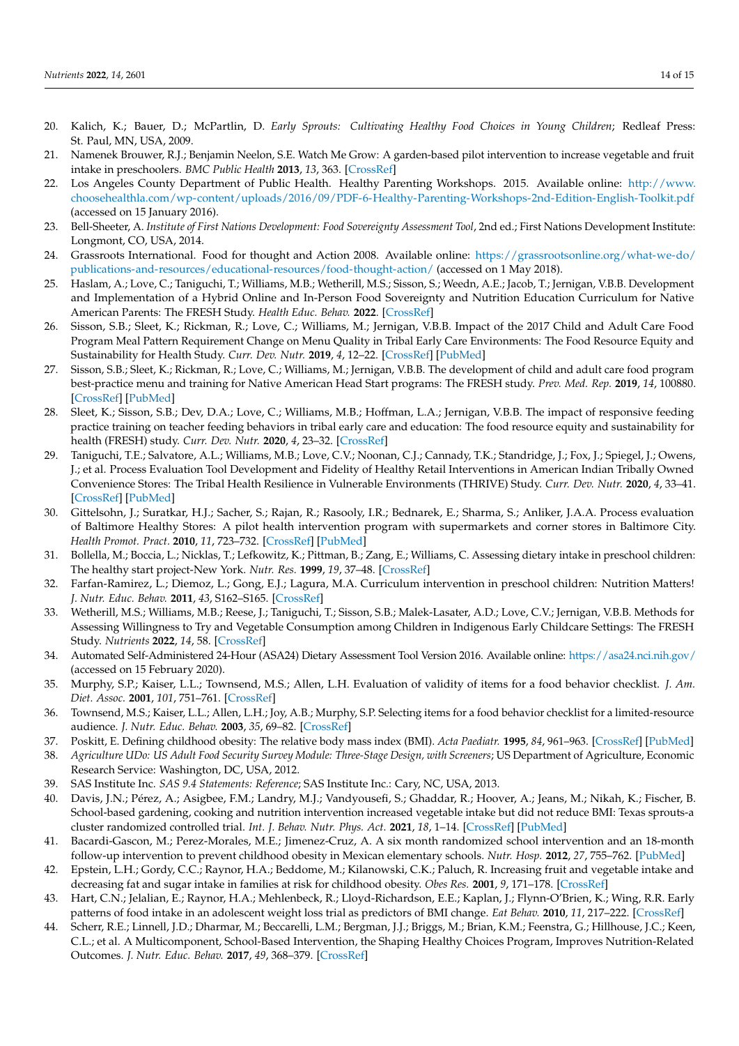20. Kalich, K.; Bauer, D.; McPartlin, D. *Early Sprouts: Cultivating Healthy Food Choices in Young Children*; Redleaf Press: St. Paul, MN, USA, 2009.
21. Namenek Brouwer, R.J.; Benjamin Neelon, S.E. Watch Me Grow: A garden-based pilot intervention to increase vegetable and fruit intake in preschoolers. *BMC Public Health* **2013**, *13*, 363. [CrossRef]
22. Los Angeles County Department of Public Health. Healthy Parenting Workshops. 2015. Available online: http://www.choosehealthla.com/wp-content/uploads/2016/09/PDF-6-Healthy-Parenting-Workshops-2nd-Edition-English-Toolkit.pdf (accessed on 15 January 2016).
23. Bell-Sheeter, A. *Institute of First Nations Development: Food Sovereignty Assessment Tool*, 2nd ed.; First Nations Development Institute: Longmont, CO, USA, 2014.
24. Grassroots International. Food for thought and Action 2008. Available online: https://grassrootsonline.org/what-we-do/publications-and-resources/educational-resources/food-thought-action/ (accessed on 1 May 2018).
25. Haslam, A.; Love, C.; Taniguchi, T.; Williams, M.B.; Wetherill, M.S.; Sisson, S.; Weedn, A.E.; Jacob, T.; Jernigan, V.B.B. Development and Implementation of a Hybrid Online and In-Person Food Sovereignty and Nutrition Education Curriculum for Native American Parents: The FRESH Study. *Health Educ. Behav.* **2022**. [CrossRef]
26. Sisson, S.B.; Sleet, K.; Rickman, R.; Love, C.; Williams, M.; Jernigan, V.B.B. Impact of the 2017 Child and Adult Care Food Program Meal Pattern Requirement Change on Menu Quality in Tribal Early Care Environments: The Food Resource Equity and Sustainability for Health Study. *Curr. Dev. Nutr.* **2019**, *4*, 12–22. [CrossRef] [PubMed]
27. Sisson, S.B.; Sleet, K.; Rickman, R.; Love, C.; Williams, M.; Jernigan, V.B.B. The development of child and adult care food program best-practice menu and training for Native American Head Start programs: The FRESH study. *Prev. Med. Rep.* **2019**, *14*, 100880. [CrossRef] [PubMed]
28. Sleet, K.; Sisson, S.B.; Dev, D.A.; Love, C.; Williams, M.B.; Hoffman, L.A.; Jernigan, V.B.B. The impact of responsive feeding practice training on teacher feeding behaviors in tribal early care and education: The food resource equity and sustainability for health (FRESH) study. *Curr. Dev. Nutr.* **2020**, *4*, 23–32. [CrossRef]
29. Taniguchi, T.E.; Salvatore, A.L.; Williams, M.B.; Love, C.V.; Noonan, C.J.; Cannady, T.K.; Standridge, J.; Fox, J.; Spiegel, J.; Owens, J.; et al. Process Evaluation Tool Development and Fidelity of Healthy Retail Interventions in American Indian Tribally Owned Convenience Stores: The Tribal Health Resilience in Vulnerable Environments (THRIVE) Study. *Curr. Dev. Nutr.* **2020**, *4*, 33–41. [CrossRef] [PubMed]
30. Gittelsohn, J.; Suratkar, H.J.; Sacher, S.; Rajan, R.; Rasooly, I.R.; Bednarek, E.; Sharma, S.; Anliker, J.A.A. Process evaluation of Baltimore Healthy Stores: A pilot health intervention program with supermarkets and corner stores in Baltimore City. *Health Promot. Pract.* **2010**, *11*, 723–732. [CrossRef] [PubMed]
31. Bollella, M.; Boccia, L.; Nicklas, T.; Lefkowitz, K.; Pittman, B.; Zang, E.; Williams, C. Assessing dietary intake in preschool children: The healthy start project-New York. *Nutr. Res.* **1999**, *19*, 37–48. [CrossRef]
32. Farfan-Ramirez, L.; Diemoz, L.; Gong, E.J.; Lagura, M.A. Curriculum intervention in preschool children: Nutrition Matters! *J. Nutr. Educ. Behav.* **2011**, *43*, S162–S165. [CrossRef]
33. Wetherill, M.S.; Williams, M.B.; Reese, J.; Taniguchi, T.; Sisson, S.B.; Malek-Lasater, A.D.; Love, C.V.; Jernigan, V.B.B. Methods for Assessing Willingness to Try and Vegetable Consumption among Children in Indigenous Early Childcare Settings: The FRESH Study. *Nutrients* **2022**, *14*, 58. [CrossRef]
34. Automated Self-Administered 24-Hour (ASA24) Dietary Assessment Tool Version 2016. Available online: https://asa24.nci.nih.gov/ (accessed on 15 February 2020).
35. Murphy, S.P.; Kaiser, L.L.; Townsend, M.S.; Allen, L.H. Evaluation of validity of items for a food behavior checklist. *J. Am. Diet. Assoc.* **2001**, *101*, 751–761. [CrossRef]
36. Townsend, M.S.; Kaiser, L.L.; Allen, L.H.; Joy, A.B.; Murphy, S.P. Selecting items for a food behavior checklist for a limited-resource audience. *J. Nutr. Educ. Behav.* **2003**, *35*, 69–82. [CrossRef]
37. Poskitt, E. Defining childhood obesity: The relative body mass index (BMI). *Acta Paediatr.* **1995**, *84*, 961–963. [CrossRef] [PubMed]
38. *Agriculture UDo: US Adult Food Security Survey Module: Three-Stage Design, with Screeners*; US Department of Agriculture, Economic Research Service: Washington, DC, USA, 2012.
39. SAS Institute Inc. *SAS 9.4 Statements: Reference*; SAS Institute Inc.: Cary, NC, USA, 2013.
40. Davis, J.N.; Pérez, A.; Asigbee, F.M.; Landry, M.J.; Vandyousefi, S.; Ghaddar, R.; Hoover, A.; Jeans, M.; Nikah, K.; Fischer, B. School-based gardening, cooking and nutrition intervention increased vegetable intake but did not reduce BMI: Texas sprouts-a cluster randomized controlled trial. *Int. J. Behav. Nutr. Phys. Act.* **2021**, *18*, 1–14. [CrossRef] [PubMed]
41. Bacardi-Gascon, M.; Perez-Morales, M.E.; Jimenez-Cruz, A. A six month randomized school intervention and an 18-month follow-up intervention to prevent childhood obesity in Mexican elementary schools. *Nutr. Hosp.* **2012**, *27*, 755–762. [PubMed]
42. Epstein, L.H.; Gordy, C.C.; Raynor, H.A.; Beddome, M.; Kilanowski, C.K.; Paluch, R. Increasing fruit and vegetable intake and decreasing fat and sugar intake in families at risk for childhood obesity. *Obes Res.* **2001**, *9*, 171–178. [CrossRef]
43. Hart, C.N.; Jelalian, E.; Raynor, H.A.; Mehlenbeck, R.; Lloyd-Richardson, E.E.; Kaplan, J.; Flynn-O'Brien, K.; Wing, R.R. Early patterns of food intake in an adolescent weight loss trial as predictors of BMI change. *Eat Behav.* **2010**, *11*, 217–222. [CrossRef]
44. Scherr, R.E.; Linnell, J.D.; Dharmar, M.; Beccarelli, L.M.; Bergman, J.J.; Briggs, M.; Brian, K.M.; Feenstra, G.; Hillhouse, J.C.; Keen, C.L.; et al. A Multicomponent, School-Based Intervention, the Shaping Healthy Choices Program, Improves Nutrition-Related Outcomes. *J. Nutr. Educ. Behav.* **2017**, *49*, 368–379. [CrossRef]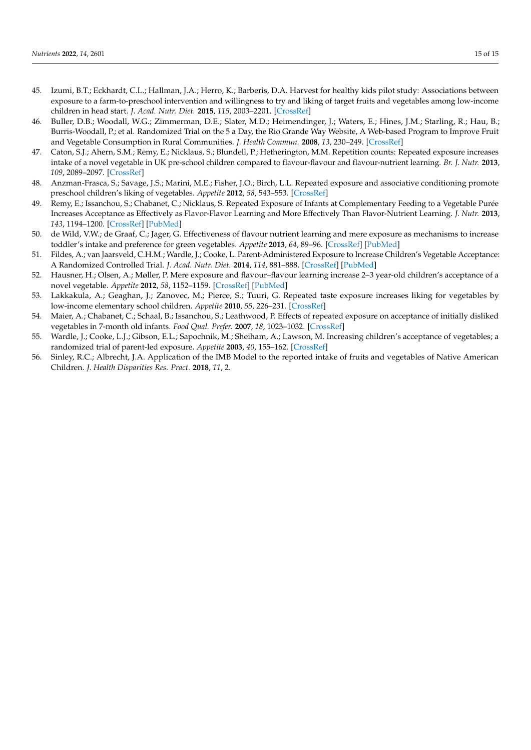45. Izumi, B.T.; Eckhardt, C.L.; Hallman, J.A.; Herro, K.; Barberis, D.A. Harvest for healthy kids pilot study: Associations between exposure to a farm-to-preschool intervention and willingness to try and liking of target fruits and vegetables among low-income children in head start. *J. Acad. Nutr. Diet.* **2015**, *115*, 2003–2201. [CrossRef]
46. Buller, D.B.; Woodall, W.G.; Zimmerman, D.E.; Slater, M.D.; Heimendinger, J.; Waters, E.; Hines, J.M.; Starling, R.; Hau, B.; Burris-Woodall, P.; et al. Randomized Trial on the 5 a Day, the Rio Grande Way Website, A Web-based Program to Improve Fruit and Vegetable Consumption in Rural Communities. *J. Health Commun.* **2008**, *13*, 230–249. [CrossRef]
47. Caton, S.J.; Ahern, S.M.; Remy, E.; Nicklaus, S.; Blundell, P.; Hetherington, M.M. Repetition counts: Repeated exposure increases intake of a novel vegetable in UK pre-school children compared to flavour-flavour and flavour-nutrient learning. *Br. J. Nutr.* **2013**, *109*, 2089–2097. [CrossRef]
48. Anzman-Frasca, S.; Savage, J.S.; Marini, M.E.; Fisher, J.O.; Birch, L.L. Repeated exposure and associative conditioning promote preschool children's liking of vegetables. *Appetite* **2012**, *58*, 543–553. [CrossRef]
49. Remy, E.; Issanchou, S.; Chabanet, C.; Nicklaus, S. Repeated Exposure of Infants at Complementary Feeding to a Vegetable Purée Increases Acceptance as Effectively as Flavor-Flavor Learning and More Effectively Than Flavor-Nutrient Learning. *J. Nutr.* **2013**, *143*, 1194–1200. [CrossRef] [PubMed]
50. de Wild, V.W.; de Graaf, C.; Jager, G. Effectiveness of flavour nutrient learning and mere exposure as mechanisms to increase toddler's intake and preference for green vegetables. *Appetite* **2013**, *64*, 89–96. [CrossRef] [PubMed]
51. Fildes, A.; van Jaarsveld, C.H.M.; Wardle, J.; Cooke, L. Parent-Administered Exposure to Increase Children's Vegetable Acceptance: A Randomized Controlled Trial. *J. Acad. Nutr. Diet.* **2014**, *114*, 881–888. [CrossRef] [PubMed]
52. Hausner, H.; Olsen, A.; Møller, P. Mere exposure and flavour–flavour learning increase 2–3 year-old children's acceptance of a novel vegetable. *Appetite* **2012**, *58*, 1152–1159. [CrossRef] [PubMed]
53. Lakkakula, A.; Geaghan, J.; Zanovec, M.; Pierce, S.; Tuuri, G. Repeated taste exposure increases liking for vegetables by low-income elementary school children. *Appetite* **2010**, *55*, 226–231. [CrossRef]
54. Maier, A.; Chabanet, C.; Schaal, B.; Issanchou, S.; Leathwood, P. Effects of repeated exposure on acceptance of initially disliked vegetables in 7-month old infants. *Food Qual. Prefer.* **2007**, *18*, 1023–1032. [CrossRef]
55. Wardle, J.; Cooke, L.J.; Gibson, E.L.; Sapochnik, M.; Sheiham, A.; Lawson, M. Increasing children's acceptance of vegetables; a randomized trial of parent-led exposure. *Appetite* **2003**, *40*, 155–162. [CrossRef]
56. Sinley, R.C.; Albrecht, J.A. Application of the IMB Model to the reported intake of fruits and vegetables of Native American Children. *J. Health Disparities Res. Pract.* **2018**, *11*, 2.